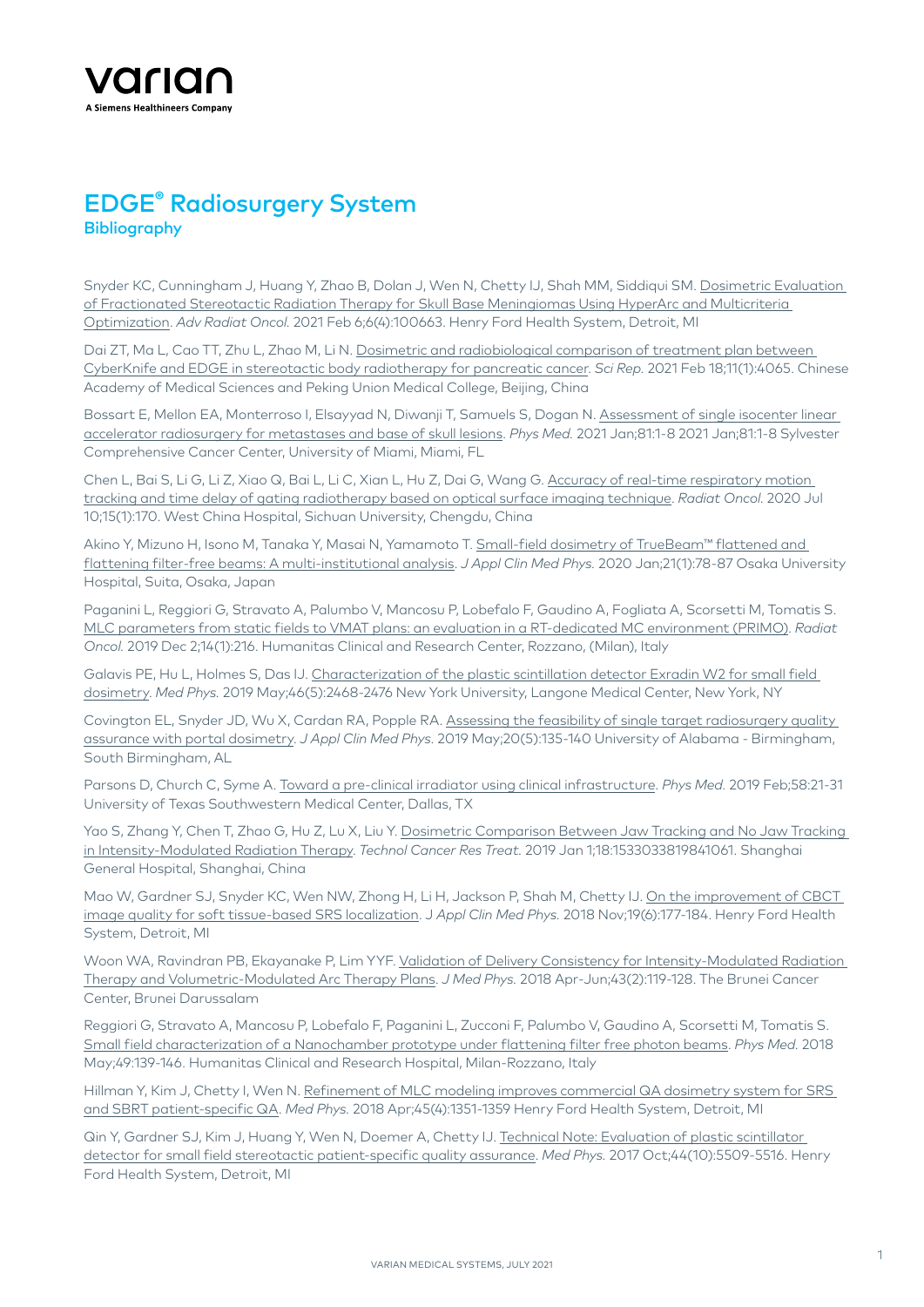varian
A Siemens Healthineers Company

# EDGE® Radiosurgery System

## Bibliography

Snyder KC, Cunningham J, Huang Y, Zhao B, Dolan J, Wen N, Chetty IJ, Shah MM, Siddiqui SM. Dosimetric Evaluation of Fractionated Stereotactic Radiation Therapy for Skull Base Meningiomas Using HyperArc and Multicriteria Optimization. *Adv Radiat Oncol.* 2021 Feb 6;6(4):100663. Henry Ford Health System, Detroit, MI

Dai ZT, Ma L, Cao TT, Zhu L, Zhao M, Li N. Dosimetric and radiobiological comparison of treatment plan between CyberKnife and EDGE in stereotactic body radiotherapy for pancreatic cancer. *Sci Rep.* 2021 Feb 18;11(1):4065. Chinese Academy of Medical Sciences and Peking Union Medical College, Beijing, China

Bossart E, Mellon EA, Monterroso I, Elsayyad N, Diwanji T, Samuels S, Dogan N. Assessment of single isocenter linear accelerator radiosurgery for metastases and base of skull lesions. *Phys Med.* 2021 Jan;81:1-8 2021 Jan;81:1-8 Sylvester Comprehensive Cancer Center, University of Miami, Miami, FL

Chen L, Bai S, Li G, Li Z, Xiao Q, Bai L, Li C, Xian L, Hu Z, Dai G, Wang G. Accuracy of real-time respiratory motion tracking and time delay of gating radiotherapy based on optical surface imaging technique. *Radiat Oncol.* 2020 Jul 10;15(1):170. West China Hospital, Sichuan University, Chengdu, China

Akino Y, Mizuno H, Isono M, Tanaka Y, Masai N, Yamamoto T. Small-field dosimetry of TrueBeam™ flattened and flattening filter-free beams: A multi-institutional analysis. *J Appl Clin Med Phys.* 2020 Jan;21(1):78-87 Osaka University Hospital, Suita, Osaka, Japan

Paganini L, Reggiori G, Stravato A, Palumbo V, Mancosu P, Lobefalo F, Gaudino A, Fogliata A, Scorsetti M, Tomatis S. MLC parameters from static fields to VMAT plans: an evaluation in a RT-dedicated MC environment (PRIMO). *Radiat Oncol.* 2019 Dec 2;14(1):216. Humanitas Clinical and Research Center, Rozzano, (Milan), Italy

Galavis PE, Hu L, Holmes S, Das IJ. Characterization of the plastic scintillation detector Exradin W2 for small field dosimetry. *Med Phys.* 2019 May;46(5):2468-2476 New York University, Langone Medical Center, New York, NY

Covington EL, Snyder JD, Wu X, Cardan RA, Popple RA. Assessing the feasibility of single target radiosurgery quality assurance with portal dosimetry. *J Appl Clin Med Phys.* 2019 May;20(5):135-140 University of Alabama - Birmingham, South Birmingham, AL

Parsons D, Church C, Syme A. Toward a pre-clinical irradiator using clinical infrastructure. *Phys Med.* 2019 Feb;58:21-31 University of Texas Southwestern Medical Center, Dallas, TX

Yao S, Zhang Y, Chen T, Zhao G, Hu Z, Lu X, Liu Y. Dosimetric Comparison Between Jaw Tracking and No Jaw Tracking in Intensity-Modulated Radiation Therapy. *Technol Cancer Res Treat.* 2019 Jan 1;18:1533033819841061. Shanghai General Hospital, Shanghai, China

Mao W, Gardner SJ, Snyder KC, Wen NW, Zhong H, Li H, Jackson P, Shah M, Chetty IJ. On the improvement of CBCT image quality for soft tissue-based SRS localization. *J Appl Clin Med Phys.* 2018 Nov;19(6):177-184. Henry Ford Health System, Detroit, MI

Woon WA, Ravindran PB, Ekayanake P, Lim YYF. Validation of Delivery Consistency for Intensity-Modulated Radiation Therapy and Volumetric-Modulated Arc Therapy Plans. *J Med Phys.* 2018 Apr-Jun;43(2):119-128. The Brunei Cancer Center, Brunei Darussalam

Reggiori G, Stravato A, Mancosu P, Lobefalo F, Paganini L, Zucconi F, Palumbo V, Gaudino A, Scorsetti M, Tomatis S. Small field characterization of a Nanochamber prototype under flattening filter free photon beams. *Phys Med.* 2018 May;49:139-146. Humanitas Clinical and Research Hospital, Milan-Rozzano, Italy

Hillman Y, Kim J, Chetty I, Wen N. Refinement of MLC modeling improves commercial QA dosimetry system for SRS and SBRT patient-specific QA. *Med Phys.* 2018 Apr;45(4):1351-1359 Henry Ford Health System, Detroit, MI

Qin Y, Gardner SJ, Kim J, Huang Y, Wen N, Doemer A, Chetty IJ. Technical Note: Evaluation of plastic scintillator detector for small field stereotactic patient-specific quality assurance. *Med Phys.* 2017 Oct;44(10):5509-5516. Henry Ford Health System, Detroit, MI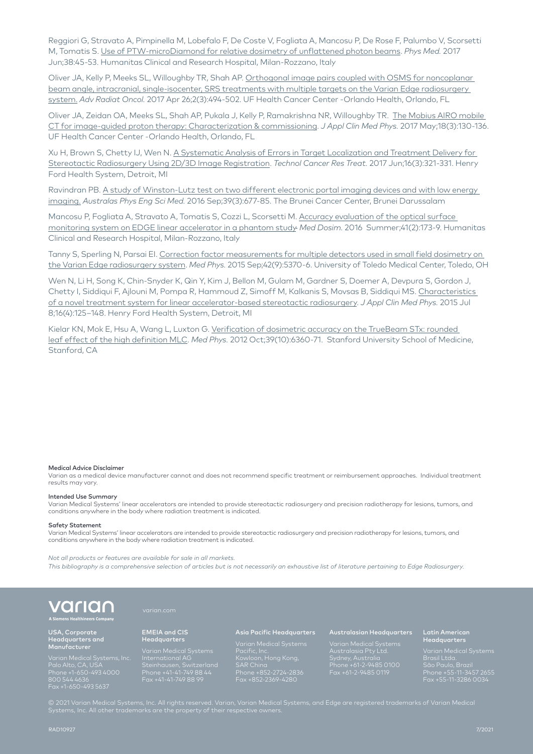Reggiori G, Stravato A, Pimpinella M, Lobefalo F, De Coste V, Fogliata A, Mancosu P, De Rose F, Palumbo V, Scorsetti M, Tomatis S. Use of PTW-microDiamond for relative dosimetry of unflattened photon beams. *Phys Med.* 2017 Jun;38:45-53. Humanitas Clinical and Research Hospital, Milan-Rozzano, Italy

Oliver JA, Kelly P, Meeks SL, Willoughby TR, Shah AP. Orthogonal image pairs coupled with OSMS for noncoplanar beam angle, intracranial, single-isocenter, SRS treatments with multiple targets on the Varian Edge radiosurgery system. *Adv Radiat Oncol.* 2017 Apr 26;2(3):494-502. UF Health Cancer Center -Orlando Health, Orlando, FL

Oliver JA, Zeidan OA, Meeks SL, Shah AP, Pukala J, Kelly P, Ramakrishna NR, Willoughby TR. The Mobius AIRO mobile CT for image-guided proton therapy: Characterization & commissioning. *J Appl Clin Med Phys.* 2017 May;18(3):130-136. UF Health Cancer Center -Orlando Health, Orlando, FL

Xu H, Brown S, Chetty IJ, Wen N. A Systematic Analysis of Errors in Target Localization and Treatment Delivery for Stereotactic Radiosurgery Using 2D/3D Image Registration. *Technol Cancer Res Treat.* 2017 Jun;16(3):321-331. Henry Ford Health System, Detroit, MI

Ravindran PB. A study of Winston-Lutz test on two different electronic portal imaging devices and with low energy imaging. *Australas Phys Eng Sci Med.* 2016 Sep;39(3):677-85. The Brunei Cancer Center, Brunei Darussalam

Mancosu P, Fogliata A, Stravato A, Tomatis S, Cozzi L, Scorsetti M. Accuracy evaluation of the optical surface monitoring system on EDGE linear accelerator in a phantom study. *Med Dosim.* 2016 Summer;41(2):173-9. Humanitas Clinical and Research Hospital, Milan-Rozzano, Italy

Tanny S, Sperling N, Parsai EI. Correction factor measurements for multiple detectors used in small field dosimetry on the Varian Edge radiosurgery system. *Med Phys.* 2015 Sep;42(9):5370-6. University of Toledo Medical Center, Toledo, OH

Wen N, Li H, Song K, Chin-Snyder K, Qin Y, Kim J, Bellon M, Gulam M, Gardner S, Doemer A, Devpura S, Gordon J, Chetty I, Siddiqui F, Ajlouni M, Pompa R, Hammoud Z, Simoff M, Kalkanis S, Movsas B, Siddiqui MS. Characteristics of a novel treatment system for linear accelerator-based stereotactic radiosurgery. *J Appl Clin Med Phys.* 2015 Jul 8;16(4):125–148. Henry Ford Health System, Detroit, MI

Kielar KN, Mok E, Hsu A, Wang L, Luxton G. Verification of dosimetric accuracy on the TrueBeam STx: rounded leaf effect of the high definition MLC. *Med Phys.* 2012 Oct;39(10):6360-71. Stanford University School of Medicine, Stanford, CA

**Medical Advice Disclaimer**

Varian as a medical device manufacturer cannot and does not recommend specific treatment or reimbursement approaches. Individual treatment results may vary.

**Intended Use Summary**

Varian Medical Systems' linear accelerators are intended to provide stereotactic radiosurgery and precision radiotherapy for lesions, tumors, and conditions anywhere in the body where radiation treatment is indicated.

**Safety Statement**

Varian Medical Systems' linear accelerators are intended to provide stereotactic radiosurgery and precision radiotherapy for lesions, tumors, and conditions anywhere in the body where radiation treatment is indicated.

*Not all products or features are available for sale in all markets.*

*This bibliography is a comprehensive selection of articles but is not necessarily an exhaustive list of literature pertaining to Edge Radiosurgery.*

varian
A Siemens Healthineers Company

varian.com

**USA, Corporate Headquarters and Manufacturer**
Varian Medical Systems, Inc.
Palo Alto, CA, USA
Phone +1-650-493 4000
800 544 4636
Fax +1-650-493 5637

**EMEIA and CIS Headquarters**
Varian Medical Systems International AG
Steinhausen, Switzerland
Phone +41-41-749 88 44
Fax +41-41-749 88 99

**Asia Pacific Headquarters**
Varian Medical Systems Pacific, Inc.
Kowloon, Hong Kong, SAR China
Phone +852-2724-2836
Fax +852-2369-4280

**Australasian Headquarters**
Varian Medical Systems Australasia Pty Ltd.
Sydney, Australia
Phone +61-2-9485 0100
Fax +61-2-9485 0119

**Latin American Headquarters**
Varian Medical Systems Brasil Ltda.
São Paulo, Brazil
Phone +55-11-3457 2655
Fax +55-11-3286 0034

© 2021 Varian Medical Systems, Inc. All rights reserved. Varian, Varian Medical Systems, and Edge are registered trademarks of Varian Medical Systems, Inc. All other trademarks are the property of their respective owners.

RAD10927 7/2021